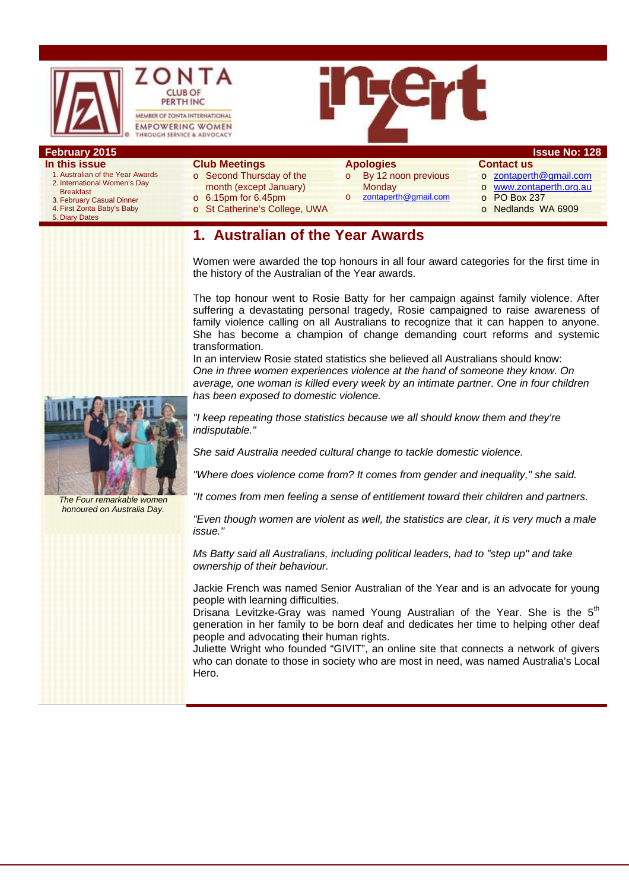ZONTA CLUB OF PERTH INC
MEMBER OF ZONTA INTERNATIONAL
EMPOWERING WOMEN THROUGH SERVICE & ADVOCACY

# inZert

**February 2015** **Issue No: 128**

**In this issue**
1. Australian of the Year Awards
2. International Women's Day Breakfast
3. February Casual Dinner
4. First Zonta Baby's Baby
5. Diary Dates

**Club Meetings**
- Second Thursday of the month (except January)
- 6.15pm for 6.45pm
- St Catherine's College, UWA

**Apologies**
- By 12 noon previous Monday
- zontaperth@gmail.com

**Contact us**
- zontaperth@gmail.com
- www.zontaperth.org.au
- PO Box 237
- Nedlands WA 6909

## 1. Australian of the Year Awards

Women were awarded the top honours in all four award categories for the first time in the history of the Australian of the Year awards.

The top honour went to Rosie Batty for her campaign against family violence. After suffering a devastating personal tragedy, Rosie campaigned to raise awareness of family violence calling on all Australians to recognize that it can happen to anyone. She has become a champion of change demanding court reforms and systemic transformation.

In an interview Rosie stated statistics she believed all Australians should know:
*One in three women experiences violence at the hand of someone they know. On average, one woman is killed every week by an intimate partner. One in four children has been exposed to domestic violence.*

*"I keep repeating those statistics because we all should know them and they're indisputable."*

*She said Australia needed cultural change to tackle domestic violence.*

*"Where does violence come from? It comes from gender and inequality," she said.*

*"It comes from men feeling a sense of entitlement toward their children and partners.*

*"Even though women are violent as well, the statistics are clear, it is very much a male issue."*

*Ms Batty said all Australians, including political leaders, had to "step up" and take ownership of their behaviour.*

*The Four remarkable women honoured on Australia Day.*

Jackie French was named Senior Australian of the Year and is an advocate for young people with learning difficulties.

Drisana Levitzke-Gray was named Young Australian of the Year. She is the 5th generation in her family to be born deaf and dedicates her time to helping other deaf people and advocating their human rights.

Juliette Wright who founded "GIVIT", an online site that connects a network of givers who can donate to those in society who are most in need, was named Australia's Local Hero.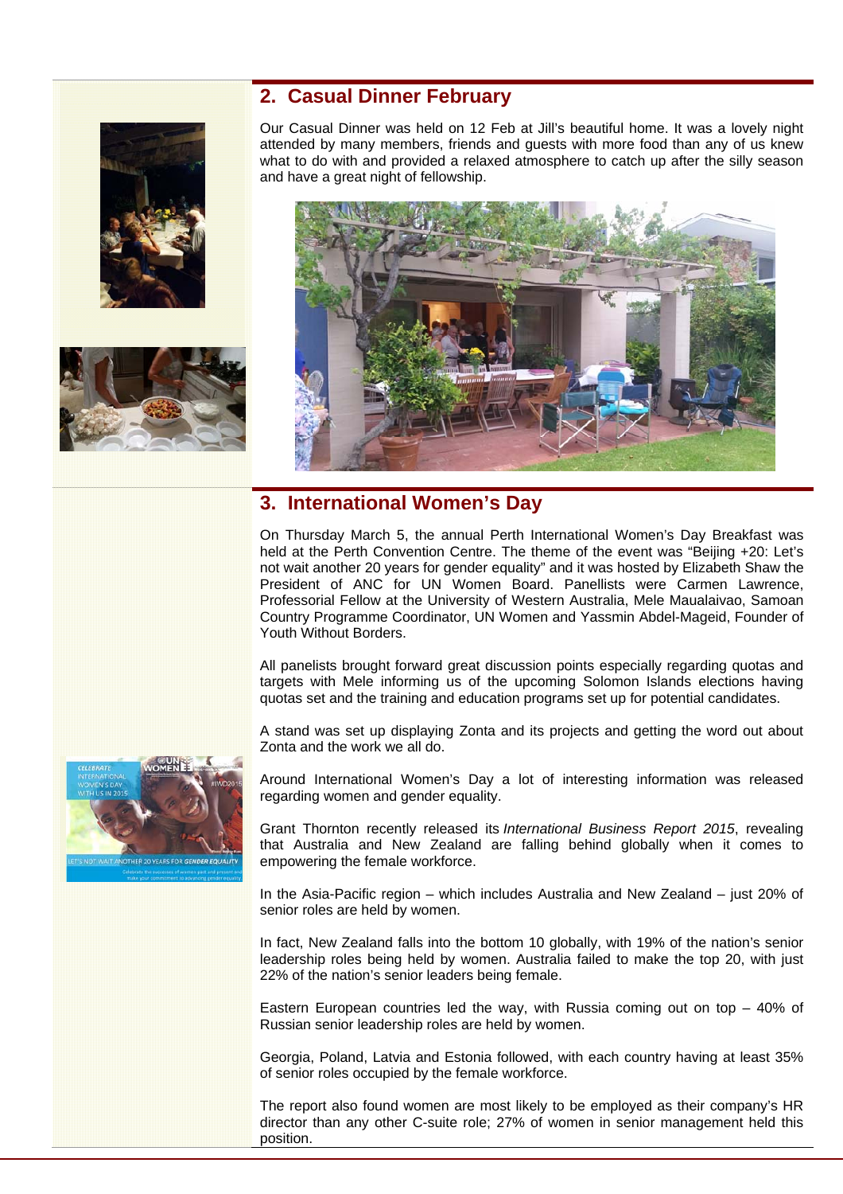## 2. Casual Dinner February

Our Casual Dinner was held on 12 Feb at Jill's beautiful home. It was a lovely night attended by many members, friends and guests with more food than any of us knew what to do with and provided a relaxed atmosphere to catch up after the silly season and have a great night of fellowship.

## 3. International Women's Day

On Thursday March 5, the annual Perth International Women's Day Breakfast was held at the Perth Convention Centre. The theme of the event was "Beijing +20: Let's not wait another 20 years for gender equality" and it was hosted by Elizabeth Shaw the President of ANC for UN Women Board. Panellists were Carmen Lawrence, Professorial Fellow at the University of Western Australia, Mele Maualaivao, Samoan Country Programme Coordinator, UN Women and Yassmin Abdel-Mageid, Founder of Youth Without Borders.

All panelists brought forward great discussion points especially regarding quotas and targets with Mele informing us of the upcoming Solomon Islands elections having quotas set and the training and education programs set up for potential candidates.

A stand was set up displaying Zonta and its projects and getting the word out about Zonta and the work we all do.

Around International Women's Day a lot of interesting information was released regarding women and gender equality.

Grant Thornton recently released its *International Business Report 2015*, revealing that Australia and New Zealand are falling behind globally when it comes to empowering the female workforce.

In the Asia-Pacific region – which includes Australia and New Zealand – just 20% of senior roles are held by women.

In fact, New Zealand falls into the bottom 10 globally, with 19% of the nation's senior leadership roles being held by women. Australia failed to make the top 20, with just 22% of the nation's senior leaders being female.

Eastern European countries led the way, with Russia coming out on top – 40% of Russian senior leadership roles are held by women.

Georgia, Poland, Latvia and Estonia followed, with each country having at least 35% of senior roles occupied by the female workforce.

The report also found women are most likely to be employed as their company's HR director than any other C-suite role; 27% of women in senior management held this position.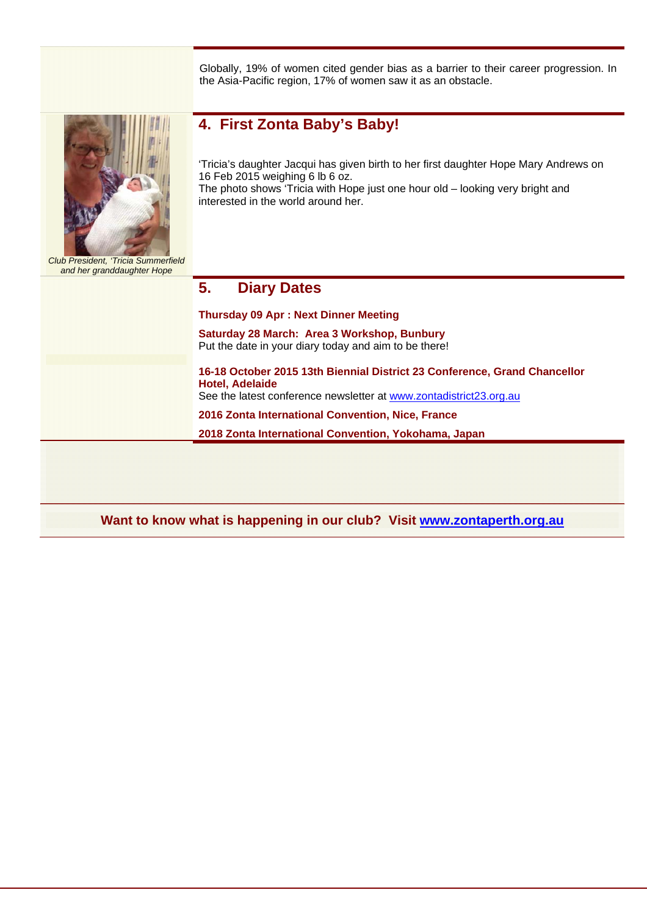Globally, 19% of women cited gender bias as a barrier to their career progression. In the Asia-Pacific region, 17% of women saw it as an obstacle.

## 4. First Zonta Baby's Baby!

*Club President, 'Tricia Summerfield and her granddaughter Hope*

'Tricia's daughter Jacqui has given birth to her first daughter Hope Mary Andrews on 16 Feb 2015 weighing 6 lb 6 oz.
The photo shows 'Tricia with Hope just one hour old – looking very bright and interested in the world around her.

## 5. Diary Dates

**Thursday 09 Apr : Next Dinner Meeting**

**Saturday 28 March: Area 3 Workshop, Bunbury**
Put the date in your diary today and aim to be there!

**16-18 October 2015 13th Biennial District 23 Conference, Grand Chancellor Hotel, Adelaide**
See the latest conference newsletter at www.zontadistrict23.org.au

**2016 Zonta International Convention, Nice, France**

**2018 Zonta International Convention, Yokohama, Japan**

**Want to know what is happening in our club? Visit www.zontaperth.org.au**